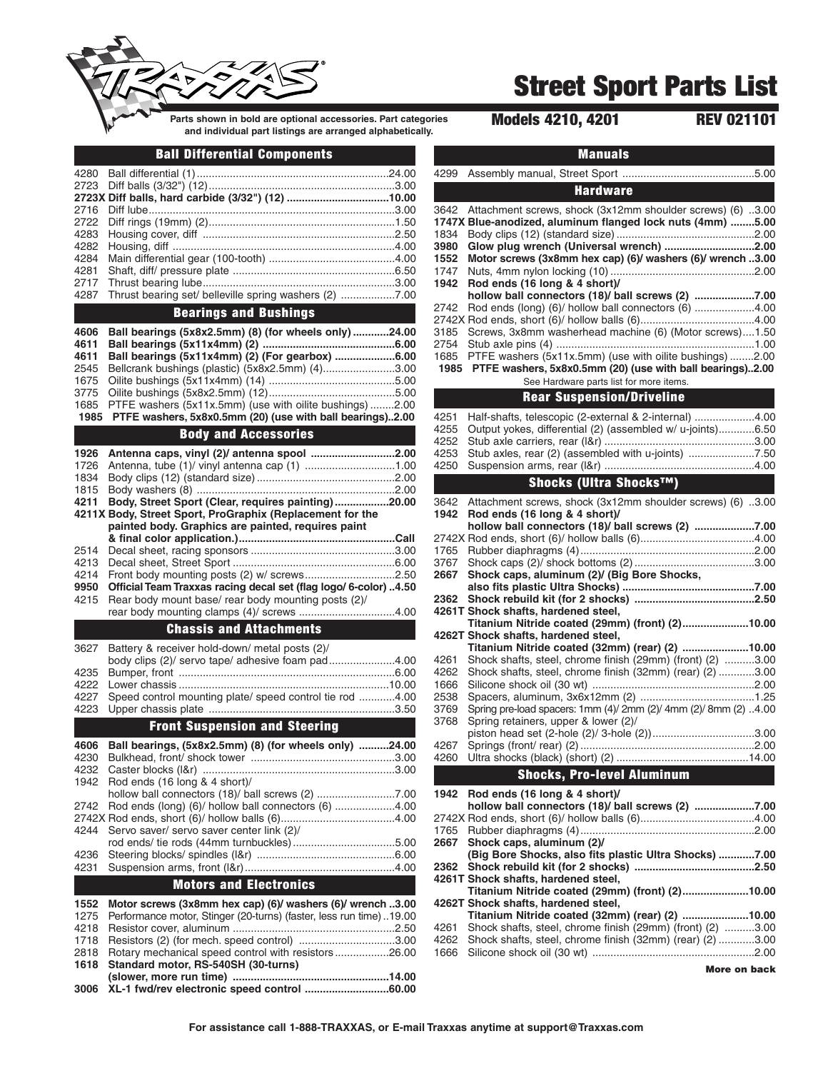# Street Sport Parts List

**Models 4210, 4201** REV 021101

Parts shown in bold are optional accessories. Part categories and individual part listings are arranged alphabetically.

## Ball Differential Components

| Part # | Description | Price |
|---|---|---|
| 4280 | Ball differential (1) | 24.00 |
| 2723 | Diff balls (3/32") (12) | 3.00 |
| **2723X** | **Diff balls, hard carbide (3/32") (12)** | **10.00** |
| 2716 | Diff lube | 3.00 |
| 2722 | Diff rings (19mm) (2) | 1.50 |
| 4283 | Housing cover, diff | 2.50 |
| 4282 | Housing, diff | 4.00 |
| 4284 | Main differential gear (100-tooth) | 4.00 |
| 4281 | Shaft, diff/ pressure plate | 6.50 |
| 2717 | Thrust bearing lube | 3.00 |
| 4287 | Thrust bearing set/ belleville spring washers (2) | 7.00 |

## Bearings and Bushings

| Part # | Description | Price |
|---|---|---|
| **4606** | **Ball bearings (5x8x2.5mm) (8) (for wheels only)** | **24.00** |
| **4611** | **Ball bearings (5x11x4mm) (2)** | **6.00** |
| **4611** | **Ball bearings (5x11x4mm) (2) (For gearbox)** | **6.00** |
| 2545 | Bellcrank bushings (plastic) (5x8x2.5mm) (4) | 3.00 |
| 1675 | Oilite bushings (5x11x4mm) (14) | 5.00 |
| 3775 | Oilite bushings (5x8x2.5mm) (12) | 5.00 |
| 1685 | PTFE washers (5x11x.5mm) (use with oilite bushings) | 2.00 |
| **1985** | **PTFE washers, 5x8x0.5mm (20) (use with ball bearings)** | **2.00** |

## Body and Accessories

| Part # | Description | Price |
|---|---|---|
| **1926** | **Antenna caps, vinyl (2)/ antenna spool** | **2.00** |
| 1726 | Antenna, tube (1)/ vinyl antenna cap (1) | 1.00 |
| 1834 | Body clips (12) (standard size) | 2.00 |
| 1815 | Body washers (8) | 2.00 |
| **4211** | **Body, Street Sport (Clear, requires painting)** | **20.00** |
| **4211X** | **Body, Street Sport, ProGraphix (Replacement for the painted body. Graphics are painted, requires paint & final color application.)** | **Call** |
| 2514 | Decal sheet, racing sponsors | 3.00 |
| 4213 | Decal sheet, Street Sport | 6.00 |
| 4214 | Front body mounting posts (2) w/ screws | 2.50 |
| **9950** | **Official Team Traxxas racing decal set (flag logo/ 6-color)** | **4.50** |
| 4215 | Rear body mount base/ rear body mounting posts (2)/ rear body mounting clamps (4)/ screws | 4.00 |

## Chassis and Attachments

| Part # | Description | Price |
|---|---|---|
| 3627 | Battery & receiver hold-down/ metal posts (2)/ body clips (2)/ servo tape/ adhesive foam pad | 4.00 |
| 4235 | Bumper, front | 6.00 |
| 4222 | Lower chassis | 10.00 |
| 4227 | Speed control mounting plate/ speed control tie rod | 4.00 |
| 4223 | Upper chassis plate | 3.50 |

## Front Suspension and Steering

| Part # | Description | Price |
|---|---|---|
| **4606** | **Ball bearings, (5x8x2.5mm) (8) (for wheels only)** | **24.00** |
| 4230 | Bulkhead, front/ shock tower | 3.00 |
| 4232 | Caster blocks (l&r) | 3.00 |
| 1942 | Rod ends (16 long & 4 short)/ hollow ball connectors (18)/ ball screws (2) | 7.00 |
| 2742 | Rod ends (long) (6)/ hollow ball connectors (6) | 4.00 |
| 2742X | Rod ends, short (6)/ hollow balls (6) | 4.00 |
| 4244 | Servo saver/ servo saver center link (2)/ rod ends/ tie rods (44mm turnbuckles) | 5.00 |
| 4236 | Steering blocks/ spindles (l&r) | 6.00 |
| 4231 | Suspension arms, front (l&r) | 4.00 |

## Motors and Electronics

| Part # | Description | Price |
|---|---|---|
| **1552** | **Motor screws (3x8mm hex cap) (6)/ washers (6)/ wrench** | **3.00** |
| 1275 | Performance motor, Stinger (20-turns) (faster, less run time) | 19.00 |
| 4218 | Resistor cover, aluminum | 2.50 |
| 1718 | Resistors (2) (for mech. speed control) | 3.00 |
| 2818 | Rotary mechanical speed control with resistors | 26.00 |
| **1618** | **Standard motor, RS-540SH (30-turns) (slower, more run time)** | **14.00** |
| **3006** | **XL-1 fwd/rev electronic speed control** | **60.00** |

## Manuals

| Part # | Description | Price |
|---|---|---|
| 4299 | Assembly manual, Street Sport | 5.00 |

## Hardware

| Part # | Description | Price |
|---|---|---|
| 3642 | Attachment screws, shock (3x12mm shoulder screws) (6) | 3.00 |
| **1747X** | **Blue-anodized, aluminum flanged lock nuts (4mm)** | **5.00** |
| 1834 | Body clips (12) (standard size) | 2.00 |
| **3980** | **Glow plug wrench (Universal wrench)** | **2.00** |
| **1552** | **Motor screws (3x8mm hex cap) (6)/ washers (6)/ wrench** | **3.00** |
| 1747 | Nuts, 4mm nylon locking (10) | 2.00 |
| **1942** | **Rod ends (16 long & 4 short)/ hollow ball connectors (18)/ ball screws (2)** | **7.00** |
| 2742 | Rod ends (long) (6)/ hollow ball connectors (6) | 4.00 |
| 2742X | Rod ends, short (6)/ hollow balls (6) | 4.00 |
| 3185 | Screws, 3x8mm washerhead machine (6) (Motor screws) | 1.50 |
| 2754 | Stub axle pins (4) | 1.00 |
| 1685 | PTFE washers (5x11x.5mm) (use with oilite bushings) | 2.00 |
| **1985** | **PTFE washers, 5x8x0.5mm (20) (use with ball bearings)** | **2.00** |

See Hardware parts list for more items.

## Rear Suspension/Driveline

| Part # | Description | Price |
|---|---|---|
| 4251 | Half-shafts, telescopic (2-external & 2-internal) | 4.00 |
| 4255 | Output yokes, differential (2) (assembled w/ u-joints) | 6.50 |
| 4252 | Stub axle carriers, rear (l&r) | 3.00 |
| 4253 | Stub axles, rear (2) (assembled with u-joints) | 7.50 |
| 4250 | Suspension arms, rear (l&r) | 4.00 |

## Shocks (Ultra Shocks™)

| Part # | Description | Price |
|---|---|---|
| 3642 | Attachment screws, shock (3x12mm shoulder screws) (6) | 3.00 |
| **1942** | **Rod ends (16 long & 4 short)/ hollow ball connectors (18)/ ball screws (2)** | **7.00** |
| 2742X | Rod ends, short (6)/ hollow balls (6) | 4.00 |
| 1765 | Rubber diaphragms (4) | 2.00 |
| 3767 | Shock caps (2)/ shock bottoms (2) | 3.00 |
| **2667** | **Shock caps, aluminum (2)/ (Big Bore Shocks, also fits plastic Ultra Shocks)** | **7.00** |
| **2362** | **Shock rebuild kit (for 2 shocks)** | **2.50** |
| **4261T** | **Shock shafts, hardened steel, Titanium Nitride coated (29mm) (front) (2)** | **10.00** |
| **4262T** | **Shock shafts, hardened steel, Titanium Nitride coated (32mm) (rear) (2)** | **10.00** |
| 4261 | Shock shafts, steel, chrome finish (29mm) (front) (2) | 3.00 |
| 4262 | Shock shafts, steel, chrome finish (32mm) (rear) (2) | 3.00 |
| 1666 | Silicone shock oil (30 wt) | 2.00 |
| 2538 | Spacers, aluminum, 3x6x12mm (2) | 1.25 |
| 3769 | Spring pre-load spacers: 1mm (4)/ 2mm (2)/ 4mm (2)/ 8mm (2) | 4.00 |
| 3768 | Spring retainers, upper & lower (2)/ piston head set (2-hole (2)/ 3-hole (2)) | 3.00 |
| 4267 | Springs (front/ rear) (2) | 2.00 |
| 4260 | Ultra shocks (black) (short) (2) | 14.00 |

## Shocks, Pro-level Aluminum

| Part # | Description | Price |
|---|---|---|
| **1942** | **Rod ends (16 long & 4 short)/ hollow ball connectors (18)/ ball screws (2)** | **7.00** |
| 2742X | Rod ends, short (6)/ hollow balls (6) | 4.00 |
| 1765 | Rubber diaphragms (4) | 2.00 |
| **2667** | **Shock caps, aluminum (2)/ (Big Bore Shocks, also fits plastic Ultra Shocks)** | **7.00** |
| **2362** | **Shock rebuild kit (for 2 shocks)** | **2.50** |
| **4261T** | **Shock shafts, hardened steel, Titanium Nitride coated (29mm) (front) (2)** | **10.00** |
| **4262T** | **Shock shafts, hardened steel, Titanium Nitride coated (32mm) (rear) (2)** | **10.00** |
| 4261 | Shock shafts, steel, chrome finish (29mm) (front) (2) | 3.00 |
| 4262 | Shock shafts, steel, chrome finish (32mm) (rear) (2) | 3.00 |
| 1666 | Silicone shock oil (30 wt) | 2.00 |

**More on back**

For assistance call 1-888-TRAXXAS, or E-mail Traxxas anytime at support@Traxxas.com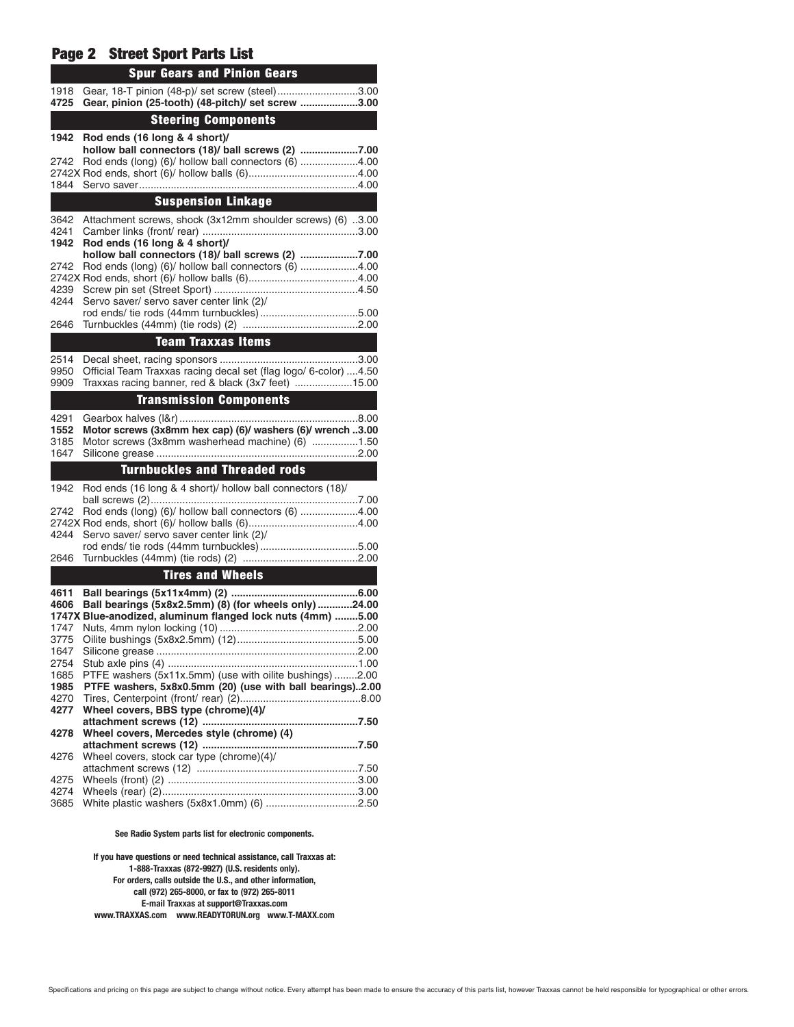# Page 2 Street Sport Parts List

## Spur Gears and Pinion Gears

1918 Gear, 18-T pinion (48-p)/ set screw (steel)............................3.00
**4725 Gear, pinion (25-tooth) (48-pitch)/ set screw ....................3.00**

## Steering Components

**1942 Rod ends (16 long & 4 short)/ hollow ball connectors (18)/ ball screws (2) ....................7.00**
2742 Rod ends (long) (6)/ hollow ball connectors (6) ....................4.00
2742X Rod ends, short (6)/ hollow balls (6)......................................4.00
1844 Servo saver............................................................................4.00

## Suspension Linkage

3642 Attachment screws, shock (3x12mm shoulder screws) (6) ..3.00
4241 Camber links (front/ rear) ......................................................3.00
**1942 Rod ends (16 long & 4 short)/ hollow ball connectors (18)/ ball screws (2) ....................7.00**
2742 Rod ends (long) (6)/ hollow ball connectors (6) ....................4.00
2742X Rod ends, short (6)/ hollow balls (6)......................................4.00
4239 Screw pin set (Street Sport) ..................................................4.50
4244 Servo saver/ servo saver center link (2)/ rod ends/ tie rods (44mm turnbuckles)..................................5.00
2646 Turnbuckles (44mm) (tie rods) (2) ........................................2.00

## Team Traxxas Items

2514 Decal sheet, racing sponsors ................................................3.00
9950 Official Team Traxxas racing decal set (flag logo/ 6-color) ....4.50
9909 Traxxas racing banner, red & black (3x7 feet) ....................15.00

## Transmission Components

4291 Gearbox halves (l&r)..............................................................8.00
**1552 Motor screws (3x8mm hex cap) (6)/ washers (6)/ wrench ..3.00**
3185 Motor screws (3x8mm washerhead machine) (6) ................1.50
1647 Silicone grease ......................................................................2.00

## Turnbuckles and Threaded rods

1942 Rod ends (16 long & 4 short)/ hollow ball connectors (18)/ ball screws (2)........................................................................7.00
2742 Rod ends (long) (6)/ hollow ball connectors (6) ....................4.00
2742X Rod ends, short (6)/ hollow balls (6)......................................4.00
4244 Servo saver/ servo saver center link (2)/ rod ends/ tie rods (44mm turnbuckles)..................................5.00
2646 Turnbuckles (44mm) (tie rods) (2) ........................................2.00

## Tires and Wheels

**4611 Ball bearings (5x11x4mm) (2) ............................................6.00**
**4606 Ball bearings (5x8x2.5mm) (8) (for wheels only) ............24.00**
**1747X Blue-anodized, aluminum flanged lock nuts (4mm) ........5.00**
1747 Nuts, 4mm nylon locking (10) ................................................2.00
3775 Oilite bushings (5x8x2.5mm) (12)..........................................5.00
1647 Silicone grease ......................................................................2.00
2754 Stub axle pins (4) ..................................................................1.00
1685 PTFE washers (5x11x.5mm) (use with oilite bushings) ........2.00
**1985 PTFE washers, 5x8x0.5mm (20) (use with ball bearings)..2.00**
4270 Tires, Centerpoint (front/ rear) (2)..........................................8.00
**4277 Wheel covers, BBS type (chrome)(4)/ attachment screws (12) ......................................................7.50**
**4278 Wheel covers, Mercedes style (chrome) (4) attachment screws (12) ......................................................7.50**
4276 Wheel covers, stock car type (chrome)(4)/ attachment screws (12) ........................................................7.50
4275 Wheels (front) (2) ..................................................................3.00
4274 Wheels (rear) (2)....................................................................3.00
3685 White plastic washers (5x8x1.0mm) (6) ................................2.50

**See Radio System parts list for electronic components.**

**If you have questions or need technical assistance, call Traxxas at:
1-888-Traxxas (872-9927) (U.S. residents only).
For orders, calls outside the U.S., and other information,
call (972) 265-8000, or fax to (972) 265-8011
E-mail Traxxas at support@Traxxas.com
www.TRAXXAS.com www.READYTORUN.org www.T-MAXX.com**

Specifications and pricing on this page are subject to change without notice. Every attempt has been made to ensure the accuracy of this parts list, however Traxxas cannot be held responsible for typographical or other errors.